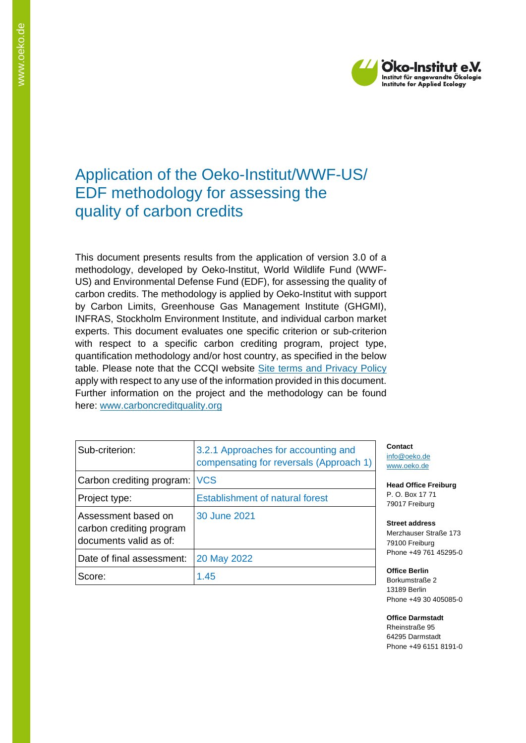# Application of the Oeko-Institut/WWF-US/ EDF methodology for assessing the quality of carbon credits

This document presents results from the application of version 3.0 of a methodology, developed by Oeko-Institut, World Wildlife Fund (WWF-US) and Environmental Defense Fund (EDF), for assessing the quality of carbon credits. The methodology is applied by Oeko-Institut with support by Carbon Limits, Greenhouse Gas Management Institute (GHGMI), INFRAS, Stockholm Environment Institute, and individual carbon market experts. This document evaluates one specific criterion or sub-criterion with respect to a specific carbon crediting program, project type, quantification methodology and/or host country, as specified in the below table. Please note that the CCQI website Site terms and Privacy Policy apply with respect to any use of the information provided in this document. Further information on the project and the methodology can be found here: www.carboncreditquality.org

| Sub-criterion: | 3.2.1 Approaches for accounting and compensating for reversals (Approach 1) |
|---|---|
| Carbon crediting program: | VCS |
| Project type: | Establishment of natural forest |
| Assessment based on carbon crediting program documents valid as of: | 30 June 2021 |
| Date of final assessment: | 20 May 2022 |
| Score: | 1.45 |

**Contact**
info@oeko.de
www.oeko.de

**Head Office Freiburg**
P. O. Box 17 71
79017 Freiburg

**Street address**
Merzhauser Straße 173
79100 Freiburg
Phone +49 761 45295-0

**Office Berlin**
Borkumstraße 2
13189 Berlin
Phone +49 30 405085-0

**Office Darmstadt**
Rheinstraße 95
64295 Darmstadt
Phone +49 6151 8191-0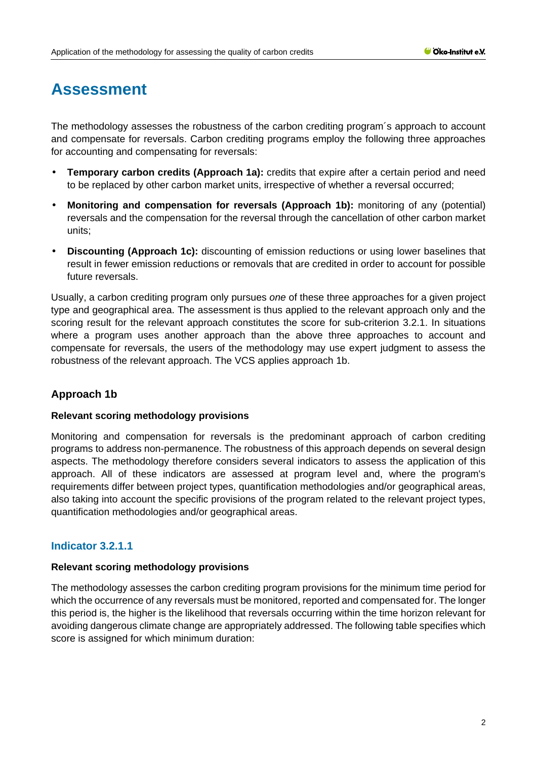# Assessment

The methodology assesses the robustness of the carbon crediting program´s approach to account and compensate for reversals. Carbon crediting programs employ the following three approaches for accounting and compensating for reversals:

- **Temporary carbon credits (Approach 1a):** credits that expire after a certain period and need to be replaced by other carbon market units, irrespective of whether a reversal occurred;
- **Monitoring and compensation for reversals (Approach 1b):** monitoring of any (potential) reversals and the compensation for the reversal through the cancellation of other carbon market units;
- **Discounting (Approach 1c):** discounting of emission reductions or using lower baselines that result in fewer emission reductions or removals that are credited in order to account for possible future reversals.

Usually, a carbon crediting program only pursues *one* of these three approaches for a given project type and geographical area. The assessment is thus applied to the relevant approach only and the scoring result for the relevant approach constitutes the score for sub-criterion 3.2.1. In situations where a program uses another approach than the above three approaches to account and compensate for reversals, the users of the methodology may use expert judgment to assess the robustness of the relevant approach. The VCS applies approach 1b.

### Approach 1b

#### Relevant scoring methodology provisions

Monitoring and compensation for reversals is the predominant approach of carbon crediting programs to address non-permanence. The robustness of this approach depends on several design aspects. The methodology therefore considers several indicators to assess the application of this approach. All of these indicators are assessed at program level and, where the program's requirements differ between project types, quantification methodologies and/or geographical areas, also taking into account the specific provisions of the program related to the relevant project types, quantification methodologies and/or geographical areas.

### Indicator 3.2.1.1

#### Relevant scoring methodology provisions

The methodology assesses the carbon crediting program provisions for the minimum time period for which the occurrence of any reversals must be monitored, reported and compensated for. The longer this period is, the higher is the likelihood that reversals occurring within the time horizon relevant for avoiding dangerous climate change are appropriately addressed. The following table specifies which score is assigned for which minimum duration: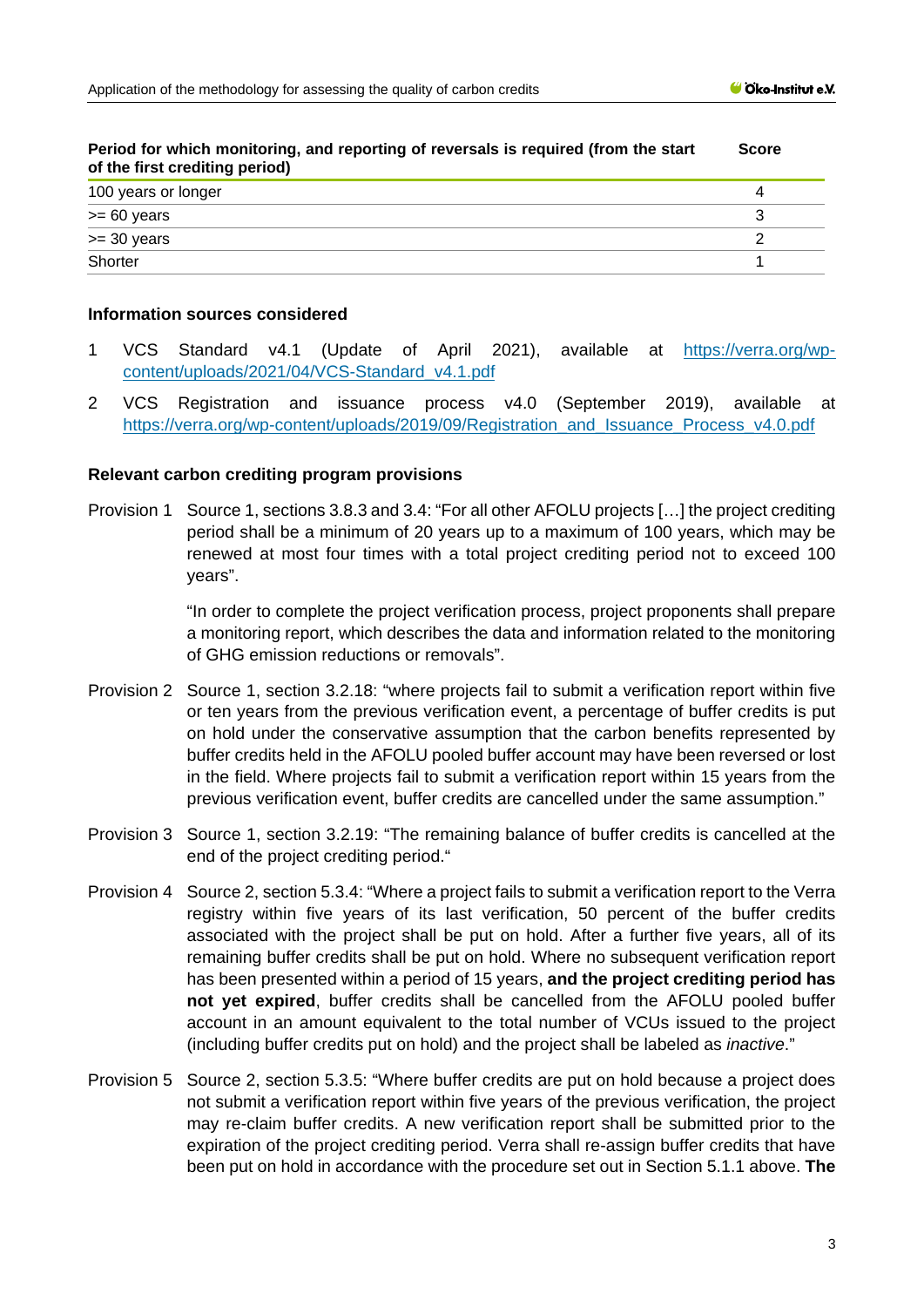| Period for which monitoring, and reporting of reversals is required (from the start of the first crediting period) | Score |
|---|---|
| 100 years or longer | 4 |
| >= 60 years | 3 |
| >= 30 years | 2 |
| Shorter | 1 |

**Information sources considered**

1. VCS Standard v4.1 (Update of April 2021), available at https://verra.org/wp-content/uploads/2021/04/VCS-Standard_v4.1.pdf
2. VCS Registration and issuance process v4.0 (September 2019), available at https://verra.org/wp-content/uploads/2019/09/Registration_and_Issuance_Process_v4.0.pdf

**Relevant carbon crediting program provisions**

Provision 1 Source 1, sections 3.8.3 and 3.4: "For all other AFOLU projects […] the project crediting period shall be a minimum of 20 years up to a maximum of 100 years, which may be renewed at most four times with a total project crediting period not to exceed 100 years".

"In order to complete the project verification process, project proponents shall prepare a monitoring report, which describes the data and information related to the monitoring of GHG emission reductions or removals".

Provision 2 Source 1, section 3.2.18: "where projects fail to submit a verification report within five or ten years from the previous verification event, a percentage of buffer credits is put on hold under the conservative assumption that the carbon benefits represented by buffer credits held in the AFOLU pooled buffer account may have been reversed or lost in the field. Where projects fail to submit a verification report within 15 years from the previous verification event, buffer credits are cancelled under the same assumption."

Provision 3 Source 1, section 3.2.19: "The remaining balance of buffer credits is cancelled at the end of the project crediting period."

Provision 4 Source 2, section 5.3.4: "Where a project fails to submit a verification report to the Verra registry within five years of its last verification, 50 percent of the buffer credits associated with the project shall be put on hold. After a further five years, all of its remaining buffer credits shall be put on hold. Where no subsequent verification report has been presented within a period of 15 years, **and the project crediting period has not yet expired**, buffer credits shall be cancelled from the AFOLU pooled buffer account in an amount equivalent to the total number of VCUs issued to the project (including buffer credits put on hold) and the project shall be labeled as *inactive*."

Provision 5 Source 2, section 5.3.5: "Where buffer credits are put on hold because a project does not submit a verification report within five years of the previous verification, the project may re-claim buffer credits. A new verification report shall be submitted prior to the expiration of the project crediting period. Verra shall re-assign buffer credits that have been put on hold in accordance with the procedure set out in Section 5.1.1 above. **The**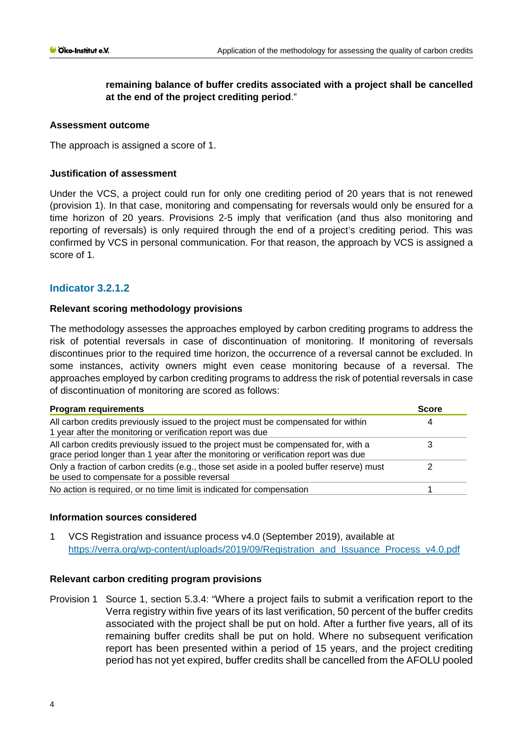**remaining balance of buffer credits associated with a project shall be cancelled at the end of the project crediting period**."

**Assessment outcome**

The approach is assigned a score of 1.

**Justification of assessment**

Under the VCS, a project could run for only one crediting period of 20 years that is not renewed (provision 1). In that case, monitoring and compensating for reversals would only be ensured for a time horizon of 20 years. Provisions 2-5 imply that verification (and thus also monitoring and reporting of reversals) is only required through the end of a project's crediting period. This was confirmed by VCS in personal communication. For that reason, the approach by VCS is assigned a score of 1.

## Indicator 3.2.1.2

**Relevant scoring methodology provisions**

The methodology assesses the approaches employed by carbon crediting programs to address the risk of potential reversals in case of discontinuation of monitoring. If monitoring of reversals discontinues prior to the required time horizon, the occurrence of a reversal cannot be excluded. In some instances, activity owners might even cease monitoring because of a reversal. The approaches employed by carbon crediting programs to address the risk of potential reversals in case of discontinuation of monitoring are scored as follows:

| Program requirements | Score |
|---|---|
| All carbon credits previously issued to the project must be compensated for within 1 year after the monitoring or verification report was due | 4 |
| All carbon credits previously issued to the project must be compensated for, with a grace period longer than 1 year after the monitoring or verification report was due | 3 |
| Only a fraction of carbon credits (e.g., those set aside in a pooled buffer reserve) must be used to compensate for a possible reversal | 2 |
| No action is required, or no time limit is indicated for compensation | 1 |

**Information sources considered**

1 VCS Registration and issuance process v4.0 (September 2019), available at https://verra.org/wp-content/uploads/2019/09/Registration_and_Issuance_Process_v4.0.pdf

**Relevant carbon crediting program provisions**

Provision 1 Source 1, section 5.3.4: "Where a project fails to submit a verification report to the Verra registry within five years of its last verification, 50 percent of the buffer credits associated with the project shall be put on hold. After a further five years, all of its remaining buffer credits shall be put on hold. Where no subsequent verification report has been presented within a period of 15 years, and the project crediting period has not yet expired, buffer credits shall be cancelled from the AFOLU pooled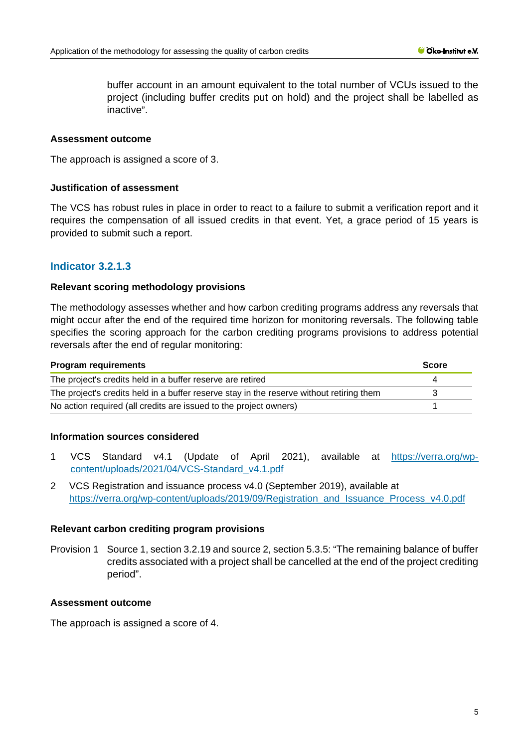buffer account in an amount equivalent to the total number of VCUs issued to the project (including buffer credits put on hold) and the project shall be labelled as inactive".

**Assessment outcome**

The approach is assigned a score of 3.

**Justification of assessment**

The VCS has robust rules in place in order to react to a failure to submit a verification report and it requires the compensation of all issued credits in that event. Yet, a grace period of 15 years is provided to submit such a report.

## Indicator 3.2.1.3

**Relevant scoring methodology provisions**

The methodology assesses whether and how carbon crediting programs address any reversals that might occur after the end of the required time horizon for monitoring reversals. The following table specifies the scoring approach for the carbon crediting programs provisions to address potential reversals after the end of regular monitoring:

| Program requirements | Score |
|---|---|
| The project's credits held in a buffer reserve are retired | 4 |
| The project's credits held in a buffer reserve stay in the reserve without retiring them | 3 |
| No action required (all credits are issued to the project owners) | 1 |

**Information sources considered**

1. VCS Standard v4.1 (Update of April 2021), available at https://verra.org/wp-content/uploads/2021/04/VCS-Standard_v4.1.pdf
2. VCS Registration and issuance process v4.0 (September 2019), available at https://verra.org/wp-content/uploads/2019/09/Registration_and_Issuance_Process_v4.0.pdf

**Relevant carbon crediting program provisions**

Provision 1 Source 1, section 3.2.19 and source 2, section 5.3.5: "The remaining balance of buffer credits associated with a project shall be cancelled at the end of the project crediting period".

**Assessment outcome**

The approach is assigned a score of 4.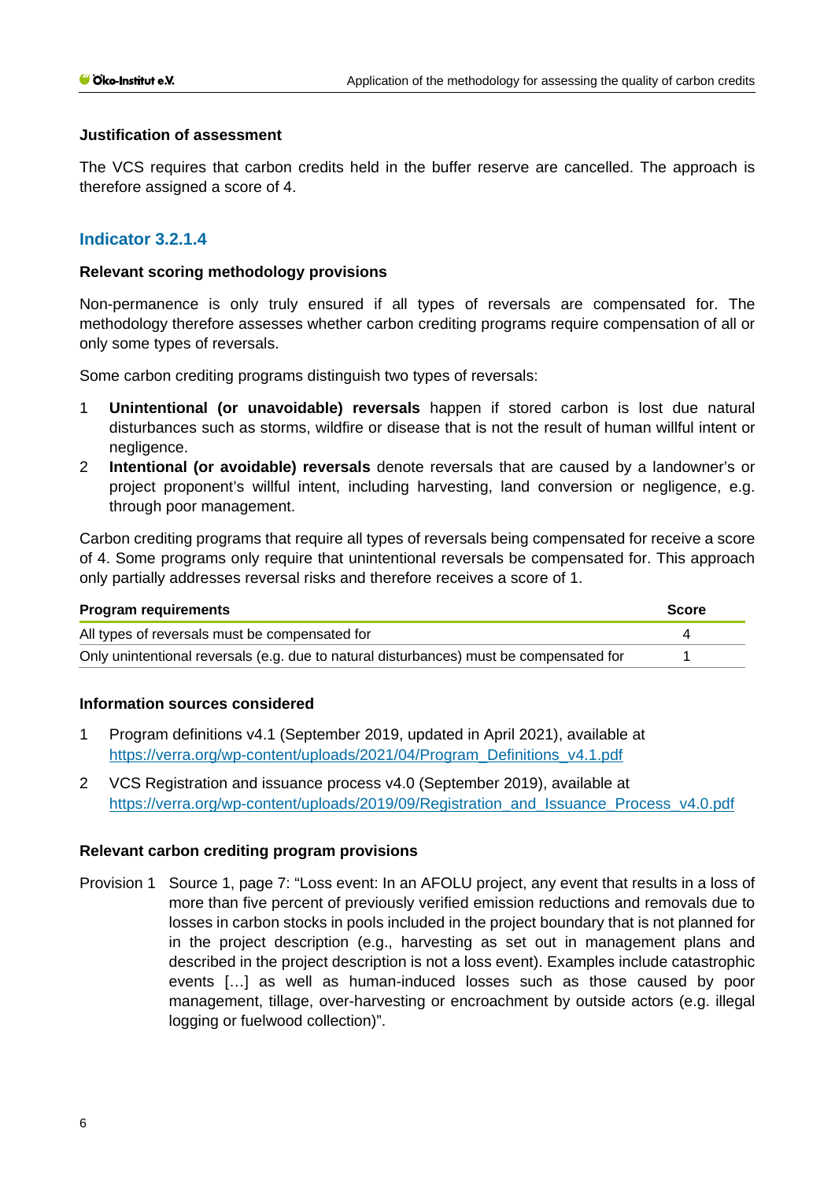**Justification of assessment**

The VCS requires that carbon credits held in the buffer reserve are cancelled. The approach is therefore assigned a score of 4.

## Indicator 3.2.1.4

**Relevant scoring methodology provisions**

Non-permanence is only truly ensured if all types of reversals are compensated for. The methodology therefore assesses whether carbon crediting programs require compensation of all or only some types of reversals.

Some carbon crediting programs distinguish two types of reversals:

1. **Unintentional (or unavoidable) reversals** happen if stored carbon is lost due natural disturbances such as storms, wildfire or disease that is not the result of human willful intent or negligence.
2. **Intentional (or avoidable) reversals** denote reversals that are caused by a landowner's or project proponent's willful intent, including harvesting, land conversion or negligence, e.g. through poor management.

Carbon crediting programs that require all types of reversals being compensated for receive a score of 4. Some programs only require that unintentional reversals be compensated for. This approach only partially addresses reversal risks and therefore receives a score of 1.

| Program requirements | Score |
|---|---|
| All types of reversals must be compensated for | 4 |
| Only unintentional reversals (e.g. due to natural disturbances) must be compensated for | 1 |

**Information sources considered**

1. Program definitions v4.1 (September 2019, updated in April 2021), available at https://verra.org/wp-content/uploads/2021/04/Program_Definitions_v4.1.pdf
2. VCS Registration and issuance process v4.0 (September 2019), available at https://verra.org/wp-content/uploads/2019/09/Registration_and_Issuance_Process_v4.0.pdf

**Relevant carbon crediting program provisions**

Provision 1 Source 1, page 7: "Loss event: In an AFOLU project, any event that results in a loss of more than five percent of previously verified emission reductions and removals due to losses in carbon stocks in pools included in the project boundary that is not planned for in the project description (e.g., harvesting as set out in management plans and described in the project description is not a loss event). Examples include catastrophic events […] as well as human-induced losses such as those caused by poor management, tillage, over-harvesting or encroachment by outside actors (e.g. illegal logging or fuelwood collection)".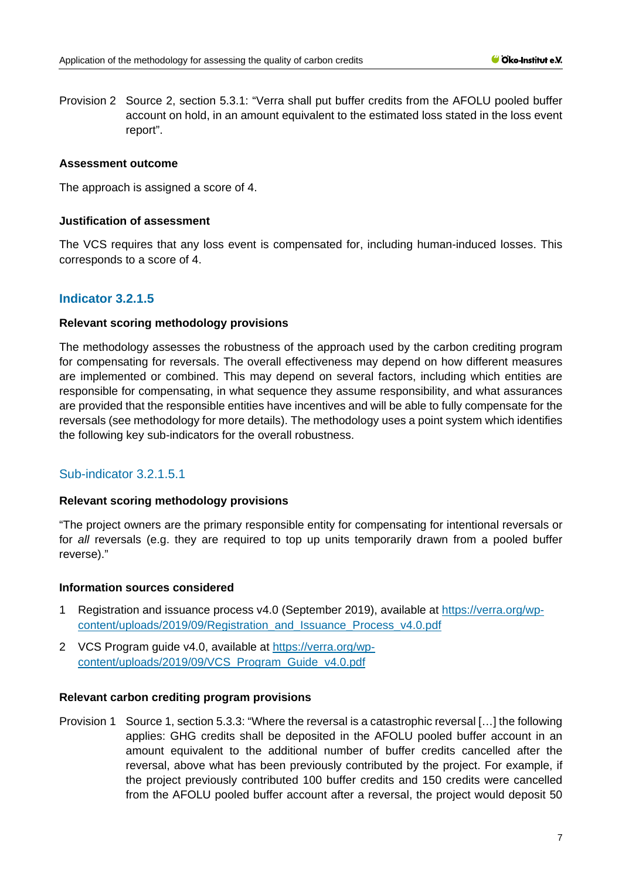Provision 2 Source 2, section 5.3.1: "Verra shall put buffer credits from the AFOLU pooled buffer account on hold, in an amount equivalent to the estimated loss stated in the loss event report".

**Assessment outcome**

The approach is assigned a score of 4.

**Justification of assessment**

The VCS requires that any loss event is compensated for, including human-induced losses. This corresponds to a score of 4.

## Indicator 3.2.1.5

**Relevant scoring methodology provisions**

The methodology assesses the robustness of the approach used by the carbon crediting program for compensating for reversals. The overall effectiveness may depend on how different measures are implemented or combined. This may depend on several factors, including which entities are responsible for compensating, in what sequence they assume responsibility, and what assurances are provided that the responsible entities have incentives and will be able to fully compensate for the reversals (see methodology for more details). The methodology uses a point system which identifies the following key sub-indicators for the overall robustness.

### Sub-indicator 3.2.1.5.1

**Relevant scoring methodology provisions**

"The project owners are the primary responsible entity for compensating for intentional reversals or for *all* reversals (e.g. they are required to top up units temporarily drawn from a pooled buffer reverse)."

**Information sources considered**

1 Registration and issuance process v4.0 (September 2019), available at https://verra.org/wp-content/uploads/2019/09/Registration_and_Issuance_Process_v4.0.pdf

2 VCS Program guide v4.0, available at https://verra.org/wp-content/uploads/2019/09/VCS_Program_Guide_v4.0.pdf

**Relevant carbon crediting program provisions**

Provision 1 Source 1, section 5.3.3: "Where the reversal is a catastrophic reversal […] the following applies: GHG credits shall be deposited in the AFOLU pooled buffer account in an amount equivalent to the additional number of buffer credits cancelled after the reversal, above what has been previously contributed by the project. For example, if the project previously contributed 100 buffer credits and 150 credits were cancelled from the AFOLU pooled buffer account after a reversal, the project would deposit 50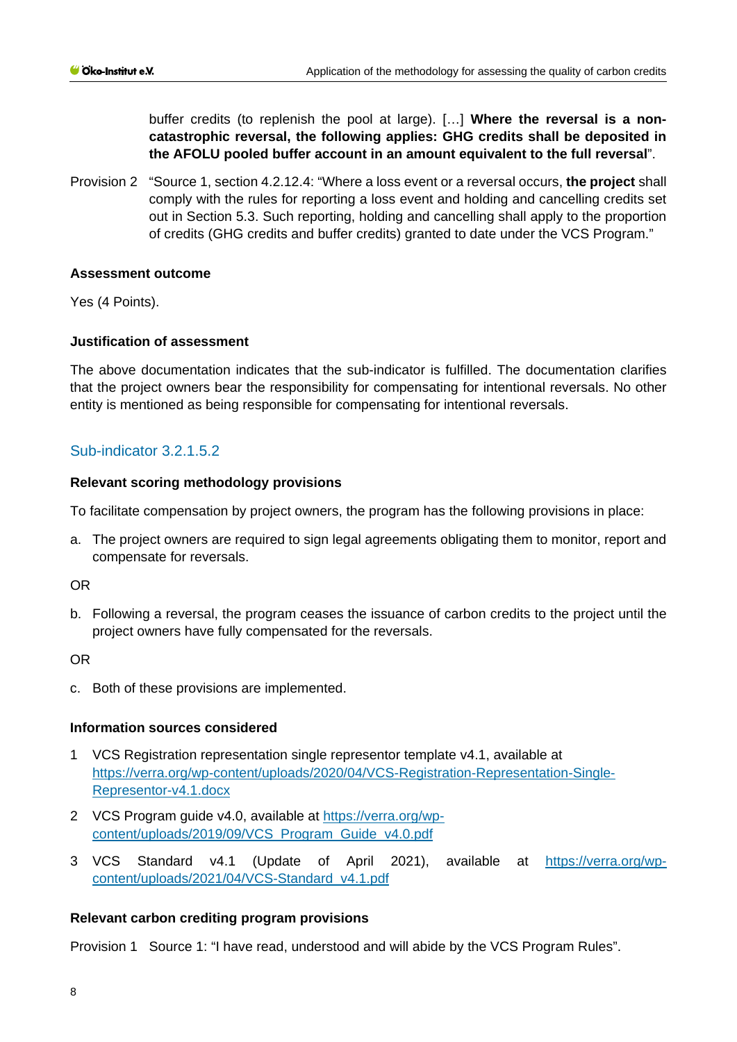buffer credits (to replenish the pool at large). […] **Where the reversal is a non-catastrophic reversal, the following applies: GHG credits shall be deposited in the AFOLU pooled buffer account in an amount equivalent to the full reversal**".

Provision 2 "Source 1, section 4.2.12.4: "Where a loss event or a reversal occurs, **the project** shall comply with the rules for reporting a loss event and holding and cancelling credits set out in Section 5.3. Such reporting, holding and cancelling shall apply to the proportion of credits (GHG credits and buffer credits) granted to date under the VCS Program."

**Assessment outcome**

Yes (4 Points).

**Justification of assessment**

The above documentation indicates that the sub-indicator is fulfilled. The documentation clarifies that the project owners bear the responsibility for compensating for intentional reversals. No other entity is mentioned as being responsible for compensating for intentional reversals.

### Sub-indicator 3.2.1.5.2

**Relevant scoring methodology provisions**

To facilitate compensation by project owners, the program has the following provisions in place:

a. The project owners are required to sign legal agreements obligating them to monitor, report and compensate for reversals.

OR

b. Following a reversal, the program ceases the issuance of carbon credits to the project until the project owners have fully compensated for the reversals.

OR

c. Both of these provisions are implemented.

**Information sources considered**

1 VCS Registration representation single representor template v4.1, available at https://verra.org/wp-content/uploads/2020/04/VCS-Registration-Representation-Single-Representor-v4.1.docx

2 VCS Program guide v4.0, available at https://verra.org/wp-content/uploads/2019/09/VCS_Program_Guide_v4.0.pdf

3 VCS Standard v4.1 (Update of April 2021), available at https://verra.org/wp-content/uploads/2021/04/VCS-Standard_v4.1.pdf

**Relevant carbon crediting program provisions**

Provision 1 Source 1: "I have read, understood and will abide by the VCS Program Rules".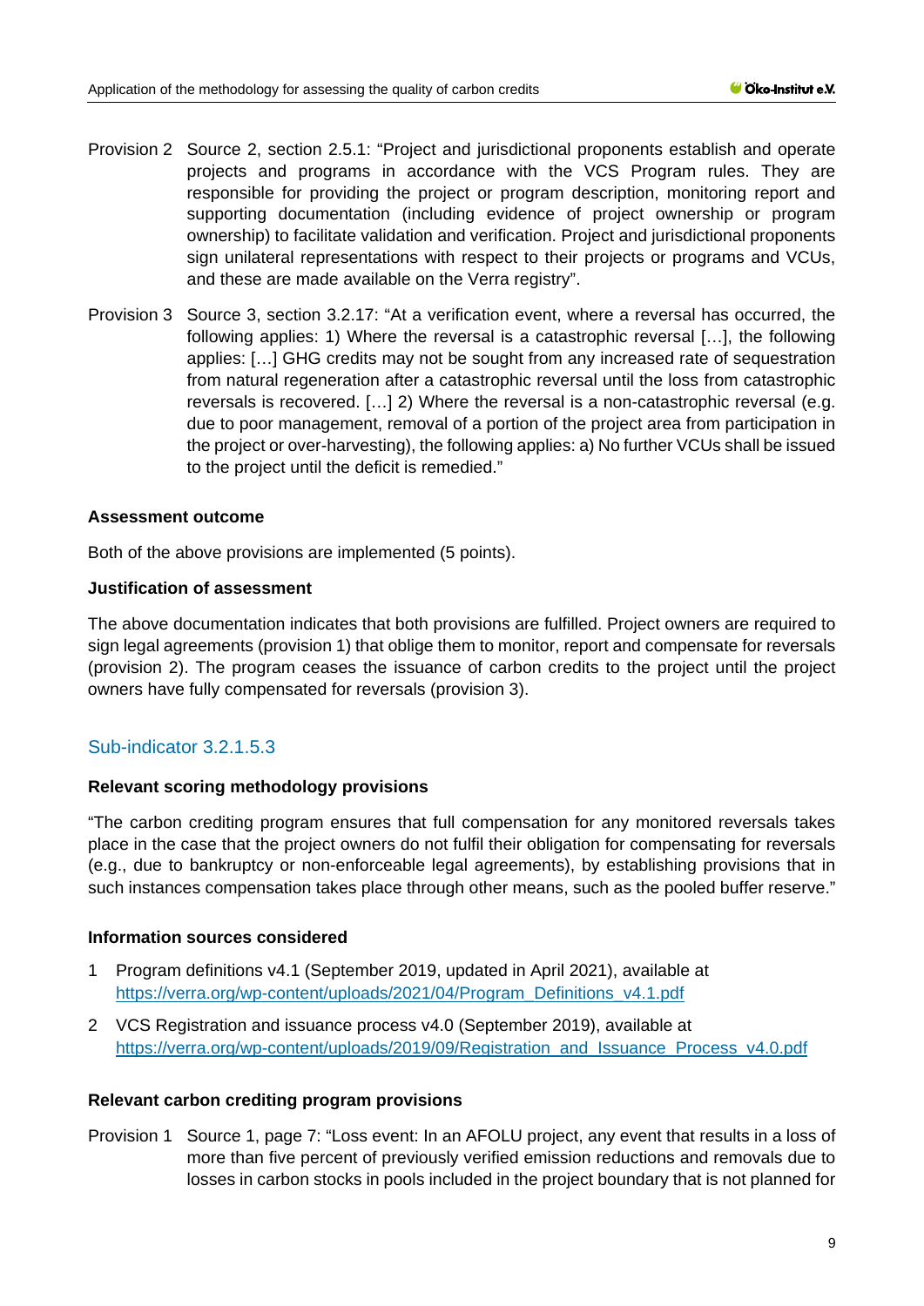Provision 2 Source 2, section 2.5.1: "Project and jurisdictional proponents establish and operate projects and programs in accordance with the VCS Program rules. They are responsible for providing the project or program description, monitoring report and supporting documentation (including evidence of project ownership or program ownership) to facilitate validation and verification. Project and jurisdictional proponents sign unilateral representations with respect to their projects or programs and VCUs, and these are made available on the Verra registry".

Provision 3 Source 3, section 3.2.17: "At a verification event, where a reversal has occurred, the following applies: 1) Where the reversal is a catastrophic reversal […], the following applies: […] GHG credits may not be sought from any increased rate of sequestration from natural regeneration after a catastrophic reversal until the loss from catastrophic reversals is recovered. […] 2) Where the reversal is a non-catastrophic reversal (e.g. due to poor management, removal of a portion of the project area from participation in the project or over-harvesting), the following applies: a) No further VCUs shall be issued to the project until the deficit is remedied."

**Assessment outcome**

Both of the above provisions are implemented (5 points).

**Justification of assessment**

The above documentation indicates that both provisions are fulfilled. Project owners are required to sign legal agreements (provision 1) that oblige them to monitor, report and compensate for reversals (provision 2). The program ceases the issuance of carbon credits to the project until the project owners have fully compensated for reversals (provision 3).

## Sub-indicator 3.2.1.5.3

**Relevant scoring methodology provisions**

"The carbon crediting program ensures that full compensation for any monitored reversals takes place in the case that the project owners do not fulfil their obligation for compensating for reversals (e.g., due to bankruptcy or non-enforceable legal agreements), by establishing provisions that in such instances compensation takes place through other means, such as the pooled buffer reserve."

**Information sources considered**

1 Program definitions v4.1 (September 2019, updated in April 2021), available at https://verra.org/wp-content/uploads/2021/04/Program_Definitions_v4.1.pdf

2 VCS Registration and issuance process v4.0 (September 2019), available at https://verra.org/wp-content/uploads/2019/09/Registration_and_Issuance_Process_v4.0.pdf

**Relevant carbon crediting program provisions**

Provision 1 Source 1, page 7: "Loss event: In an AFOLU project, any event that results in a loss of more than five percent of previously verified emission reductions and removals due to losses in carbon stocks in pools included in the project boundary that is not planned for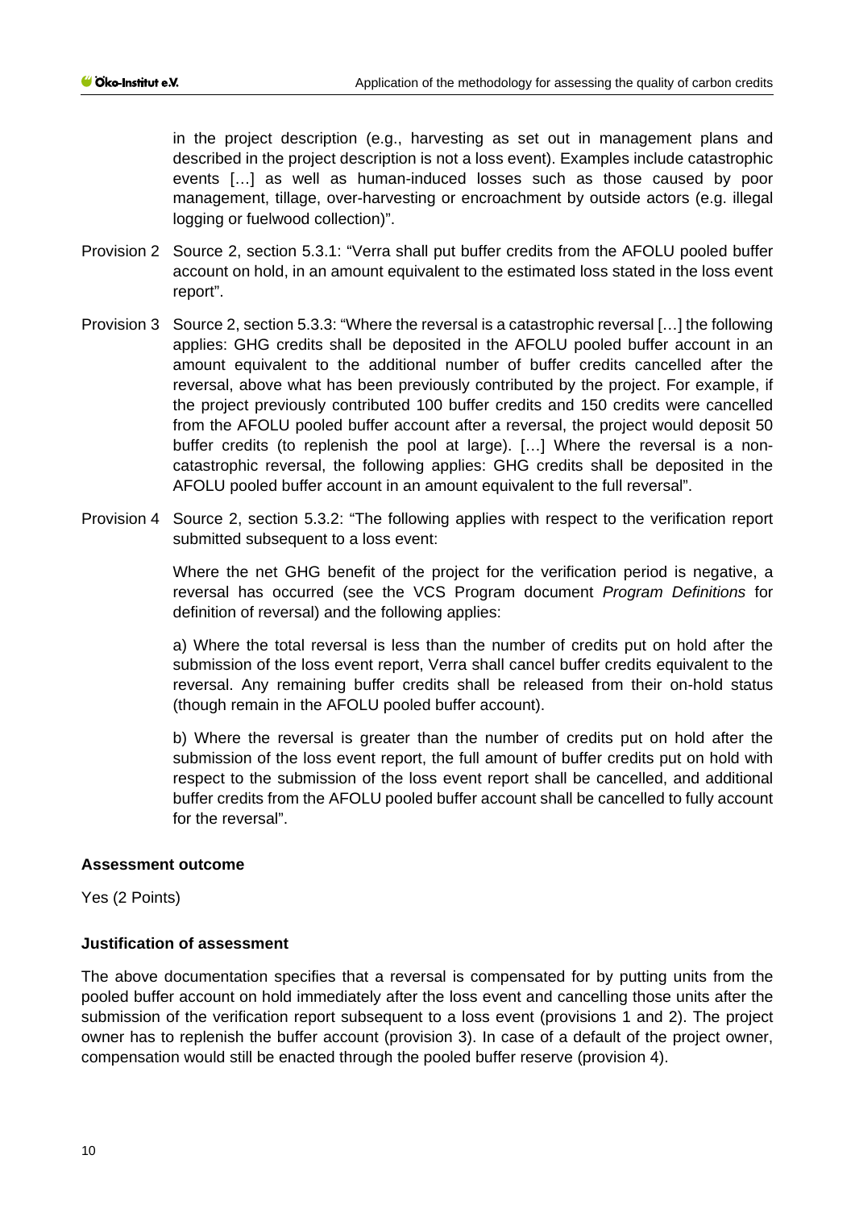in the project description (e.g., harvesting as set out in management plans and described in the project description is not a loss event). Examples include catastrophic events […] as well as human-induced losses such as those caused by poor management, tillage, over-harvesting or encroachment by outside actors (e.g. illegal logging or fuelwood collection)".

Provision 2 Source 2, section 5.3.1: "Verra shall put buffer credits from the AFOLU pooled buffer account on hold, in an amount equivalent to the estimated loss stated in the loss event report".

Provision 3 Source 2, section 5.3.3: "Where the reversal is a catastrophic reversal […] the following applies: GHG credits shall be deposited in the AFOLU pooled buffer account in an amount equivalent to the additional number of buffer credits cancelled after the reversal, above what has been previously contributed by the project. For example, if the project previously contributed 100 buffer credits and 150 credits were cancelled from the AFOLU pooled buffer account after a reversal, the project would deposit 50 buffer credits (to replenish the pool at large). […] Where the reversal is a non-catastrophic reversal, the following applies: GHG credits shall be deposited in the AFOLU pooled buffer account in an amount equivalent to the full reversal".

Provision 4 Source 2, section 5.3.2: "The following applies with respect to the verification report submitted subsequent to a loss event:

Where the net GHG benefit of the project for the verification period is negative, a reversal has occurred (see the VCS Program document *Program Definitions* for definition of reversal) and the following applies:

a) Where the total reversal is less than the number of credits put on hold after the submission of the loss event report, Verra shall cancel buffer credits equivalent to the reversal. Any remaining buffer credits shall be released from their on-hold status (though remain in the AFOLU pooled buffer account).

b) Where the reversal is greater than the number of credits put on hold after the submission of the loss event report, the full amount of buffer credits put on hold with respect to the submission of the loss event report shall be cancelled, and additional buffer credits from the AFOLU pooled buffer account shall be cancelled to fully account for the reversal".

**Assessment outcome**

Yes (2 Points)

**Justification of assessment**

The above documentation specifies that a reversal is compensated for by putting units from the pooled buffer account on hold immediately after the loss event and cancelling those units after the submission of the verification report subsequent to a loss event (provisions 1 and 2). The project owner has to replenish the buffer account (provision 3). In case of a default of the project owner, compensation would still be enacted through the pooled buffer reserve (provision 4).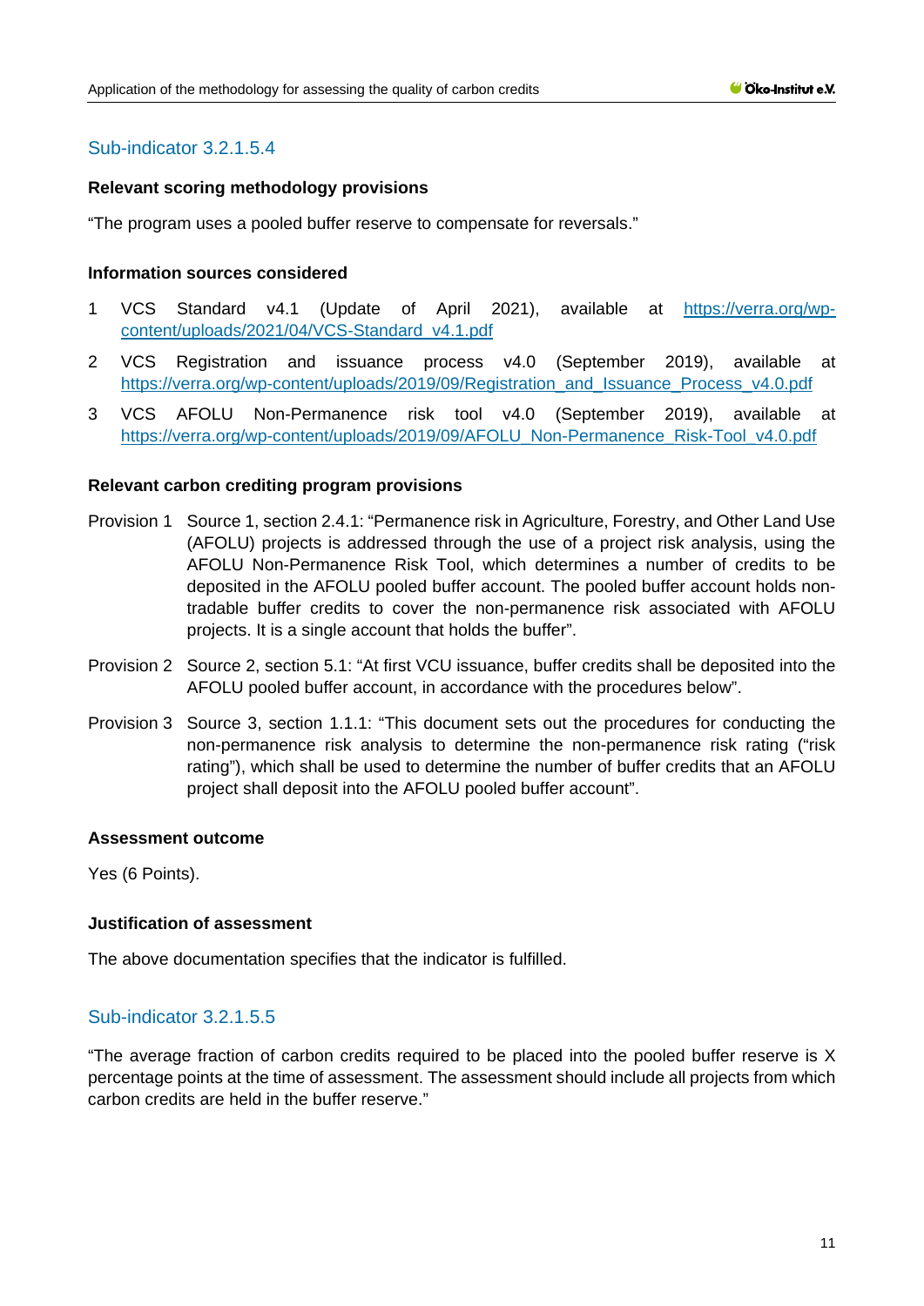## Sub-indicator 3.2.1.5.4

**Relevant scoring methodology provisions**

"The program uses a pooled buffer reserve to compensate for reversals."

**Information sources considered**

1. VCS Standard v4.1 (Update of April 2021), available at https://verra.org/wp-content/uploads/2021/04/VCS-Standard_v4.1.pdf
2. VCS Registration and issuance process v4.0 (September 2019), available at https://verra.org/wp-content/uploads/2019/09/Registration_and_Issuance_Process_v4.0.pdf
3. VCS AFOLU Non-Permanence risk tool v4.0 (September 2019), available at https://verra.org/wp-content/uploads/2019/09/AFOLU_Non-Permanence_Risk-Tool_v4.0.pdf

**Relevant carbon crediting program provisions**

Provision 1 Source 1, section 2.4.1: "Permanence risk in Agriculture, Forestry, and Other Land Use (AFOLU) projects is addressed through the use of a project risk analysis, using the AFOLU Non-Permanence Risk Tool, which determines a number of credits to be deposited in the AFOLU pooled buffer account. The pooled buffer account holds non-tradable buffer credits to cover the non-permanence risk associated with AFOLU projects. It is a single account that holds the buffer".

Provision 2 Source 2, section 5.1: "At first VCU issuance, buffer credits shall be deposited into the AFOLU pooled buffer account, in accordance with the procedures below".

Provision 3 Source 3, section 1.1.1: "This document sets out the procedures for conducting the non-permanence risk analysis to determine the non-permanence risk rating ("risk rating"), which shall be used to determine the number of buffer credits that an AFOLU project shall deposit into the AFOLU pooled buffer account".

**Assessment outcome**

Yes (6 Points).

**Justification of assessment**

The above documentation specifies that the indicator is fulfilled.

## Sub-indicator 3.2.1.5.5

"The average fraction of carbon credits required to be placed into the pooled buffer reserve is X percentage points at the time of assessment. The assessment should include all projects from which carbon credits are held in the buffer reserve."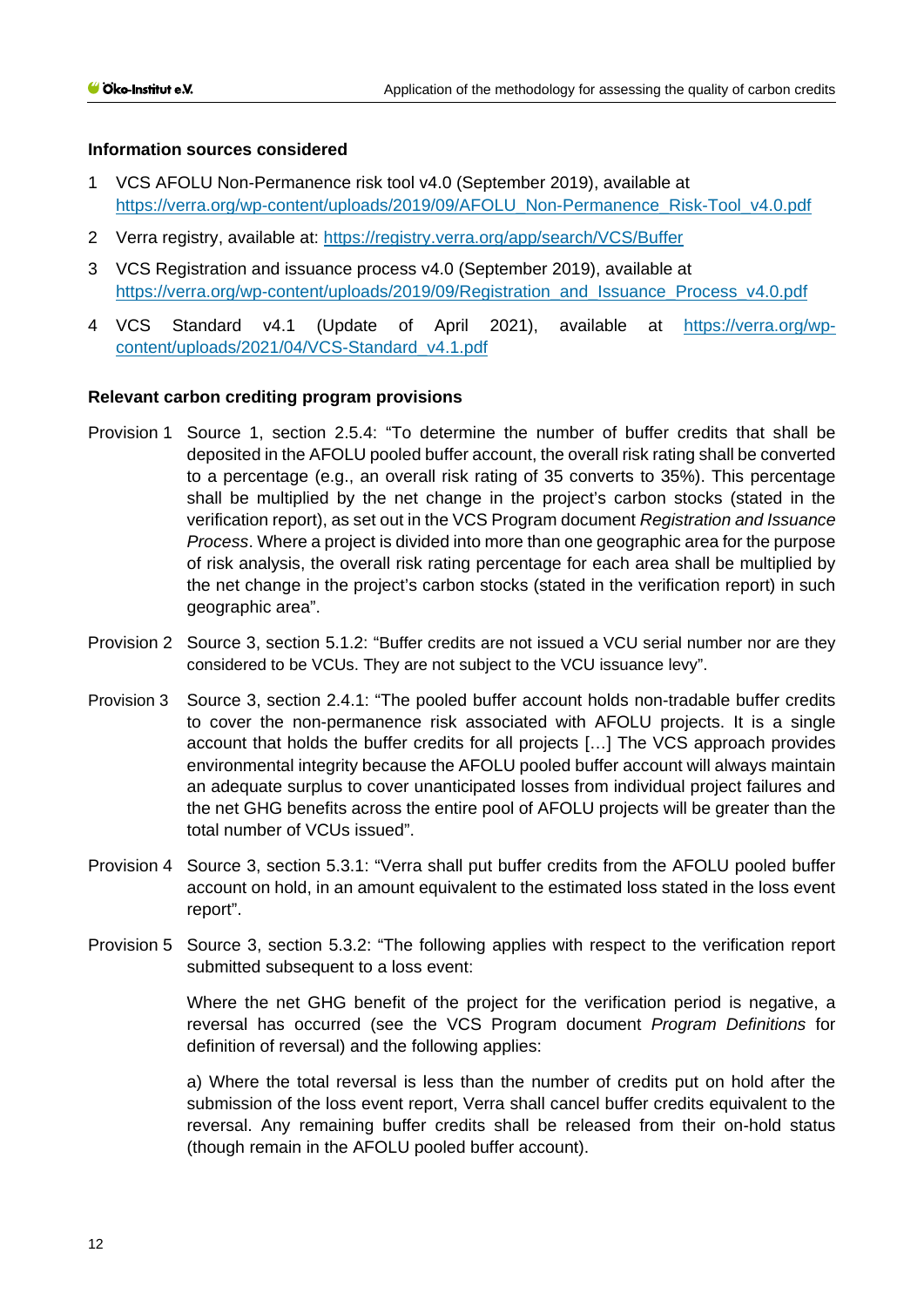**Information sources considered**

1 VCS AFOLU Non-Permanence risk tool v4.0 (September 2019), available at https://verra.org/wp-content/uploads/2019/09/AFOLU_Non-Permanence_Risk-Tool_v4.0.pdf

2 Verra registry, available at: https://registry.verra.org/app/search/VCS/Buffer

3 VCS Registration and issuance process v4.0 (September 2019), available at https://verra.org/wp-content/uploads/2019/09/Registration_and_Issuance_Process_v4.0.pdf

4 VCS Standard v4.1 (Update of April 2021), available at https://verra.org/wp-content/uploads/2021/04/VCS-Standard_v4.1.pdf

**Relevant carbon crediting program provisions**

Provision 1 Source 1, section 2.5.4: "To determine the number of buffer credits that shall be deposited in the AFOLU pooled buffer account, the overall risk rating shall be converted to a percentage (e.g., an overall risk rating of 35 converts to 35%). This percentage shall be multiplied by the net change in the project's carbon stocks (stated in the verification report), as set out in the VCS Program document *Registration and Issuance Process*. Where a project is divided into more than one geographic area for the purpose of risk analysis, the overall risk rating percentage for each area shall be multiplied by the net change in the project's carbon stocks (stated in the verification report) in such geographic area".

Provision 2 Source 3, section 5.1.2: "Buffer credits are not issued a VCU serial number nor are they considered to be VCUs. They are not subject to the VCU issuance levy".

Provision 3 Source 3, section 2.4.1: "The pooled buffer account holds non-tradable buffer credits to cover the non-permanence risk associated with AFOLU projects. It is a single account that holds the buffer credits for all projects […] The VCS approach provides environmental integrity because the AFOLU pooled buffer account will always maintain an adequate surplus to cover unanticipated losses from individual project failures and the net GHG benefits across the entire pool of AFOLU projects will be greater than the total number of VCUs issued".

Provision 4 Source 3, section 5.3.1: "Verra shall put buffer credits from the AFOLU pooled buffer account on hold, in an amount equivalent to the estimated loss stated in the loss event report".

Provision 5 Source 3, section 5.3.2: "The following applies with respect to the verification report submitted subsequent to a loss event:

Where the net GHG benefit of the project for the verification period is negative, a reversal has occurred (see the VCS Program document *Program Definitions* for definition of reversal) and the following applies:

a) Where the total reversal is less than the number of credits put on hold after the submission of the loss event report, Verra shall cancel buffer credits equivalent to the reversal. Any remaining buffer credits shall be released from their on-hold status (though remain in the AFOLU pooled buffer account).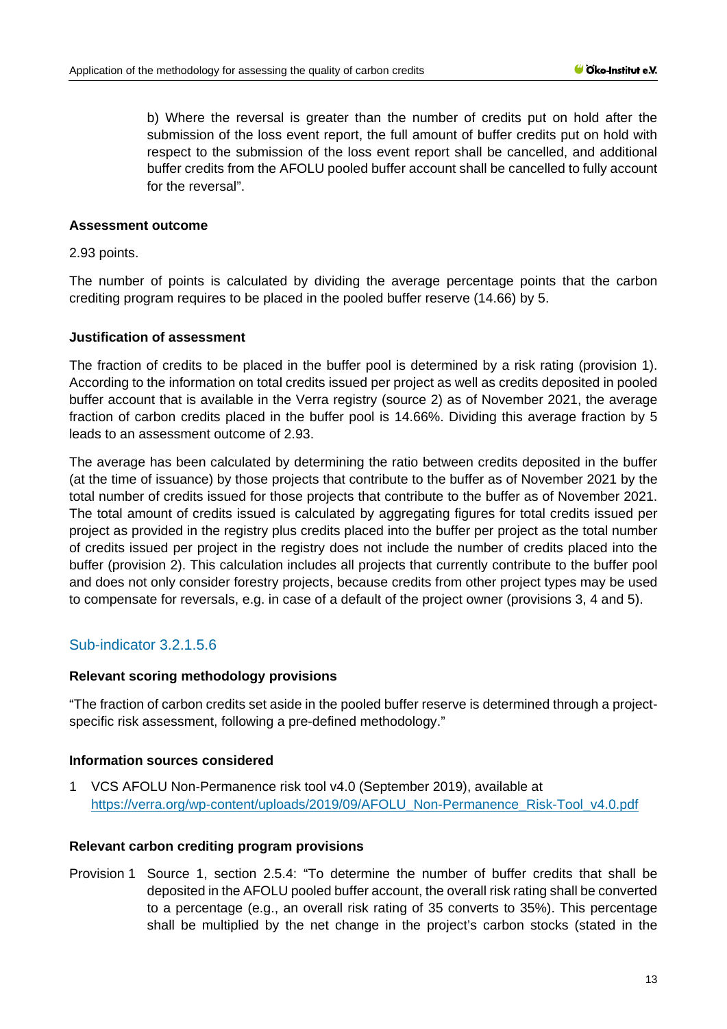b) Where the reversal is greater than the number of credits put on hold after the submission of the loss event report, the full amount of buffer credits put on hold with respect to the submission of the loss event report shall be cancelled, and additional buffer credits from the AFOLU pooled buffer account shall be cancelled to fully account for the reversal".

**Assessment outcome**

2.93 points.

The number of points is calculated by dividing the average percentage points that the carbon crediting program requires to be placed in the pooled buffer reserve (14.66) by 5.

**Justification of assessment**

The fraction of credits to be placed in the buffer pool is determined by a risk rating (provision 1). According to the information on total credits issued per project as well as credits deposited in pooled buffer account that is available in the Verra registry (source 2) as of November 2021, the average fraction of carbon credits placed in the buffer pool is 14.66%. Dividing this average fraction by 5 leads to an assessment outcome of 2.93.

The average has been calculated by determining the ratio between credits deposited in the buffer (at the time of issuance) by those projects that contribute to the buffer as of November 2021 by the total number of credits issued for those projects that contribute to the buffer as of November 2021. The total amount of credits issued is calculated by aggregating figures for total credits issued per project as provided in the registry plus credits placed into the buffer per project as the total number of credits issued per project in the registry does not include the number of credits placed into the buffer (provision 2). This calculation includes all projects that currently contribute to the buffer pool and does not only consider forestry projects, because credits from other project types may be used to compensate for reversals, e.g. in case of a default of the project owner (provisions 3, 4 and 5).

## Sub-indicator 3.2.1.5.6

**Relevant scoring methodology provisions**

"The fraction of carbon credits set aside in the pooled buffer reserve is determined through a project-specific risk assessment, following a pre-defined methodology."

**Information sources considered**

1 VCS AFOLU Non-Permanence risk tool v4.0 (September 2019), available at https://verra.org/wp-content/uploads/2019/09/AFOLU_Non-Permanence_Risk-Tool_v4.0.pdf

**Relevant carbon crediting program provisions**

Provision 1 Source 1, section 2.5.4: "To determine the number of buffer credits that shall be deposited in the AFOLU pooled buffer account, the overall risk rating shall be converted to a percentage (e.g., an overall risk rating of 35 converts to 35%). This percentage shall be multiplied by the net change in the project's carbon stocks (stated in the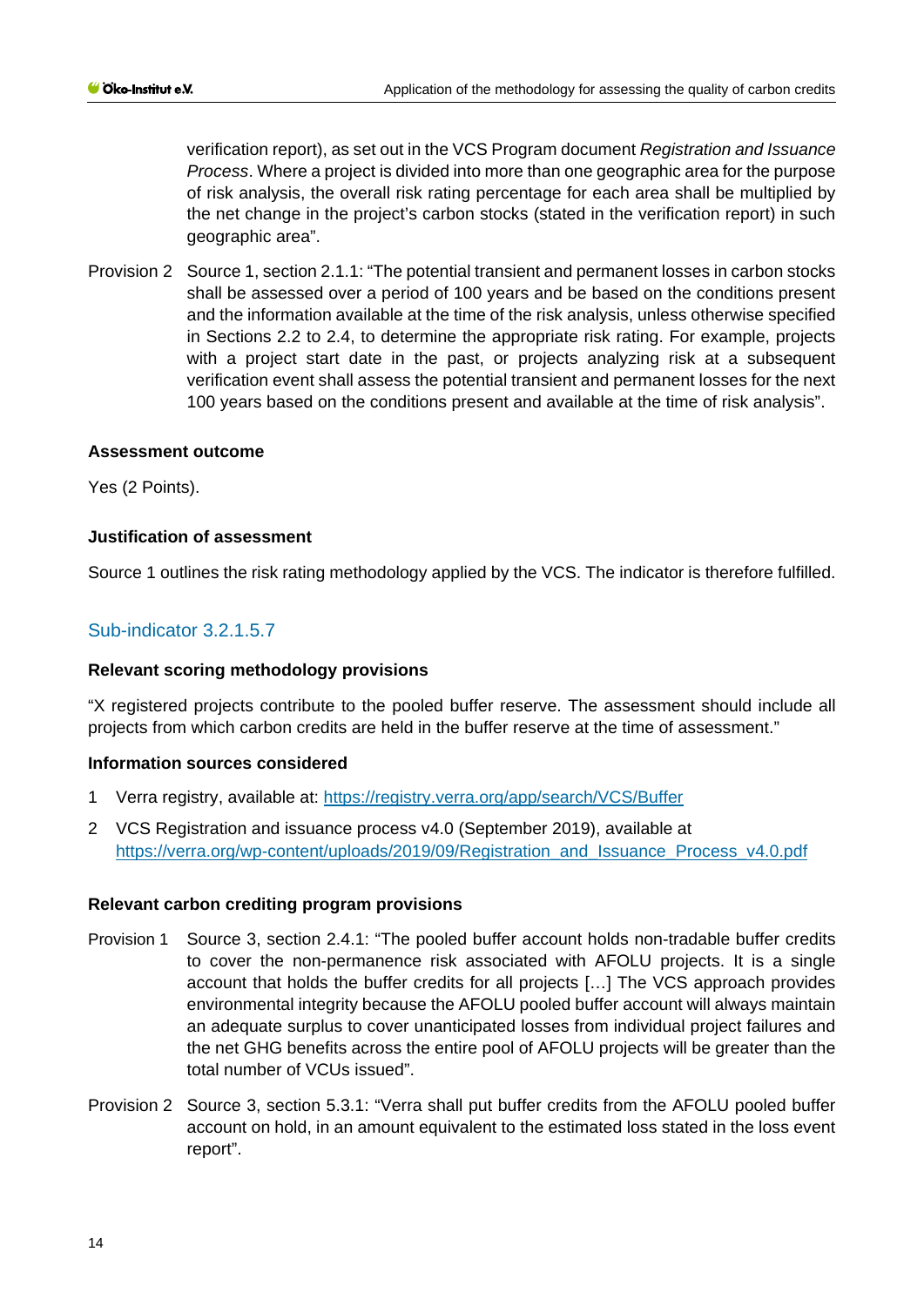verification report), as set out in the VCS Program document *Registration and Issuance Process*. Where a project is divided into more than one geographic area for the purpose of risk analysis, the overall risk rating percentage for each area shall be multiplied by the net change in the project's carbon stocks (stated in the verification report) in such geographic area".

Provision 2 Source 1, section 2.1.1: "The potential transient and permanent losses in carbon stocks shall be assessed over a period of 100 years and be based on the conditions present and the information available at the time of the risk analysis, unless otherwise specified in Sections 2.2 to 2.4, to determine the appropriate risk rating. For example, projects with a project start date in the past, or projects analyzing risk at a subsequent verification event shall assess the potential transient and permanent losses for the next 100 years based on the conditions present and available at the time of risk analysis".

**Assessment outcome**

Yes (2 Points).

**Justification of assessment**

Source 1 outlines the risk rating methodology applied by the VCS. The indicator is therefore fulfilled.

## Sub-indicator 3.2.1.5.7

**Relevant scoring methodology provisions**

"X registered projects contribute to the pooled buffer reserve. The assessment should include all projects from which carbon credits are held in the buffer reserve at the time of assessment."

**Information sources considered**

1. Verra registry, available at: https://registry.verra.org/app/search/VCS/Buffer
2. VCS Registration and issuance process v4.0 (September 2019), available at https://verra.org/wp-content/uploads/2019/09/Registration_and_Issuance_Process_v4.0.pdf

**Relevant carbon crediting program provisions**

Provision 1 Source 3, section 2.4.1: "The pooled buffer account holds non-tradable buffer credits to cover the non-permanence risk associated with AFOLU projects. It is a single account that holds the buffer credits for all projects […] The VCS approach provides environmental integrity because the AFOLU pooled buffer account will always maintain an adequate surplus to cover unanticipated losses from individual project failures and the net GHG benefits across the entire pool of AFOLU projects will be greater than the total number of VCUs issued".

Provision 2 Source 3, section 5.3.1: "Verra shall put buffer credits from the AFOLU pooled buffer account on hold, in an amount equivalent to the estimated loss stated in the loss event report".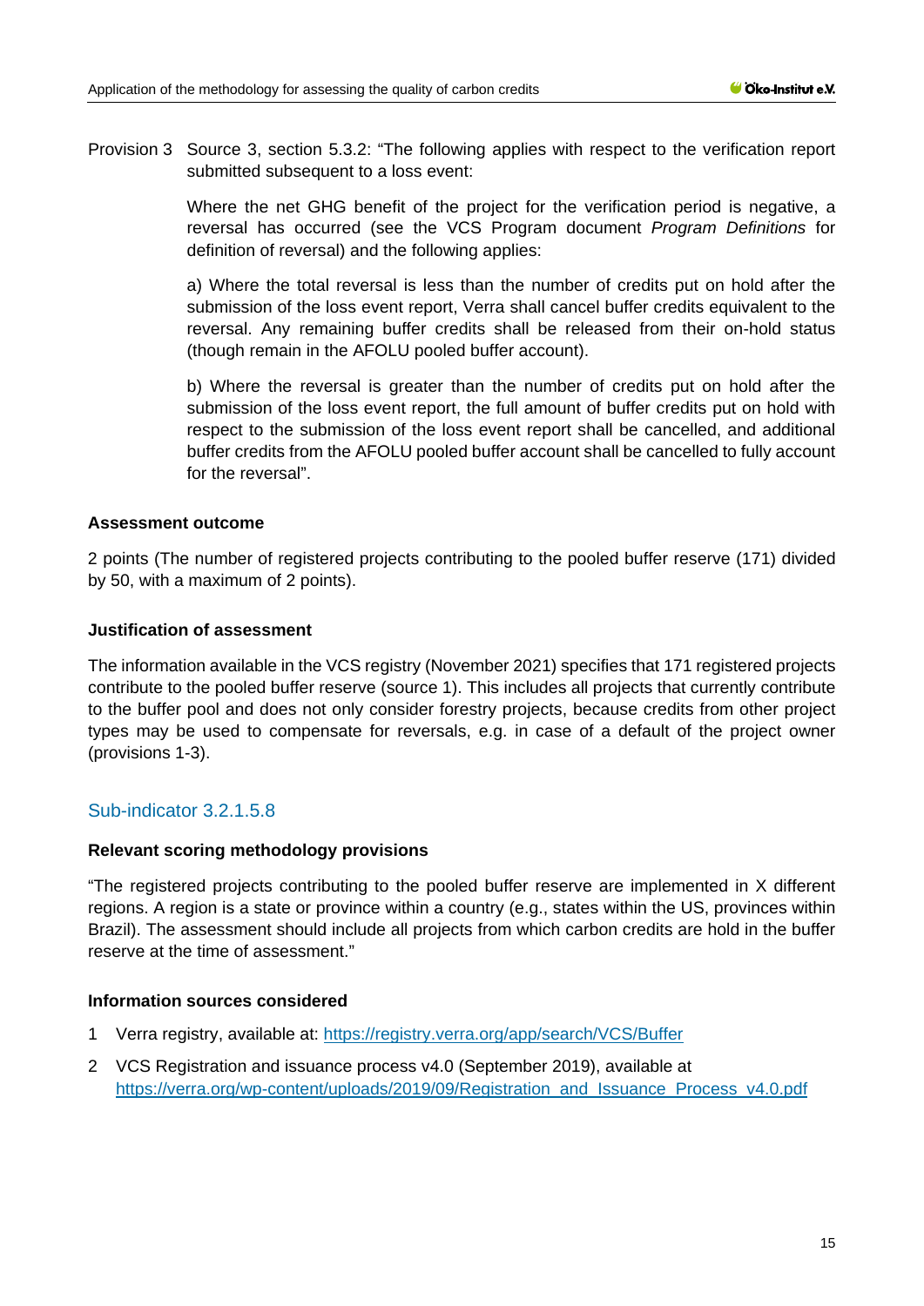Provision 3 Source 3, section 5.3.2: "The following applies with respect to the verification report submitted subsequent to a loss event:

Where the net GHG benefit of the project for the verification period is negative, a reversal has occurred (see the VCS Program document *Program Definitions* for definition of reversal) and the following applies:

a) Where the total reversal is less than the number of credits put on hold after the submission of the loss event report, Verra shall cancel buffer credits equivalent to the reversal. Any remaining buffer credits shall be released from their on-hold status (though remain in the AFOLU pooled buffer account).

b) Where the reversal is greater than the number of credits put on hold after the submission of the loss event report, the full amount of buffer credits put on hold with respect to the submission of the loss event report shall be cancelled, and additional buffer credits from the AFOLU pooled buffer account shall be cancelled to fully account for the reversal".

**Assessment outcome**

2 points (The number of registered projects contributing to the pooled buffer reserve (171) divided by 50, with a maximum of 2 points).

**Justification of assessment**

The information available in the VCS registry (November 2021) specifies that 171 registered projects contribute to the pooled buffer reserve (source 1). This includes all projects that currently contribute to the buffer pool and does not only consider forestry projects, because credits from other project types may be used to compensate for reversals, e.g. in case of a default of the project owner (provisions 1-3).

## Sub-indicator 3.2.1.5.8

**Relevant scoring methodology provisions**

"The registered projects contributing to the pooled buffer reserve are implemented in X different regions. A region is a state or province within a country (e.g., states within the US, provinces within Brazil). The assessment should include all projects from which carbon credits are hold in the buffer reserve at the time of assessment."

**Information sources considered**

1. Verra registry, available at: https://registry.verra.org/app/search/VCS/Buffer
2. VCS Registration and issuance process v4.0 (September 2019), available at https://verra.org/wp-content/uploads/2019/09/Registration_and_Issuance_Process_v4.0.pdf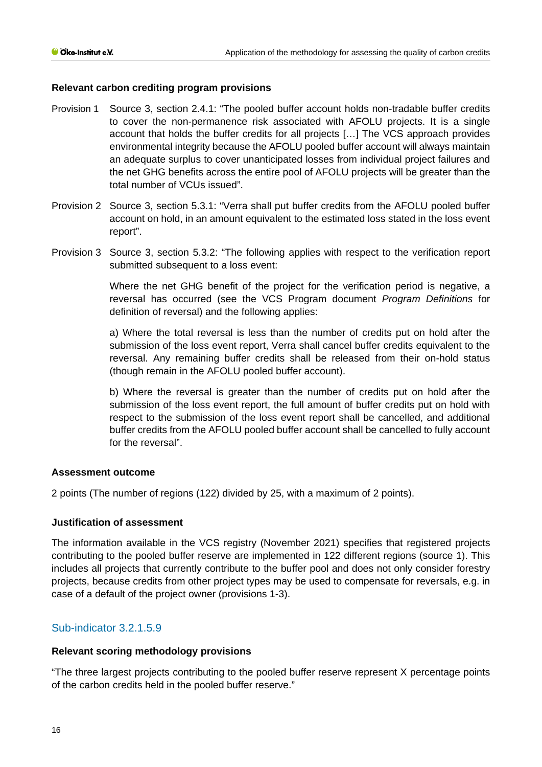**Relevant carbon crediting program provisions**

Provision 1 Source 3, section 2.4.1: "The pooled buffer account holds non-tradable buffer credits to cover the non-permanence risk associated with AFOLU projects. It is a single account that holds the buffer credits for all projects […] The VCS approach provides environmental integrity because the AFOLU pooled buffer account will always maintain an adequate surplus to cover unanticipated losses from individual project failures and the net GHG benefits across the entire pool of AFOLU projects will be greater than the total number of VCUs issued".

Provision 2 Source 3, section 5.3.1: "Verra shall put buffer credits from the AFOLU pooled buffer account on hold, in an amount equivalent to the estimated loss stated in the loss event report".

Provision 3 Source 3, section 5.3.2: "The following applies with respect to the verification report submitted subsequent to a loss event:

Where the net GHG benefit of the project for the verification period is negative, a reversal has occurred (see the VCS Program document *Program Definitions* for definition of reversal) and the following applies:

a) Where the total reversal is less than the number of credits put on hold after the submission of the loss event report, Verra shall cancel buffer credits equivalent to the reversal. Any remaining buffer credits shall be released from their on-hold status (though remain in the AFOLU pooled buffer account).

b) Where the reversal is greater than the number of credits put on hold after the submission of the loss event report, the full amount of buffer credits put on hold with respect to the submission of the loss event report shall be cancelled, and additional buffer credits from the AFOLU pooled buffer account shall be cancelled to fully account for the reversal".

**Assessment outcome**

2 points (The number of regions (122) divided by 25, with a maximum of 2 points).

**Justification of assessment**

The information available in the VCS registry (November 2021) specifies that registered projects contributing to the pooled buffer reserve are implemented in 122 different regions (source 1). This includes all projects that currently contribute to the buffer pool and does not only consider forestry projects, because credits from other project types may be used to compensate for reversals, e.g. in case of a default of the project owner (provisions 1-3).

## Sub-indicator 3.2.1.5.9

**Relevant scoring methodology provisions**

"The three largest projects contributing to the pooled buffer reserve represent X percentage points of the carbon credits held in the pooled buffer reserve."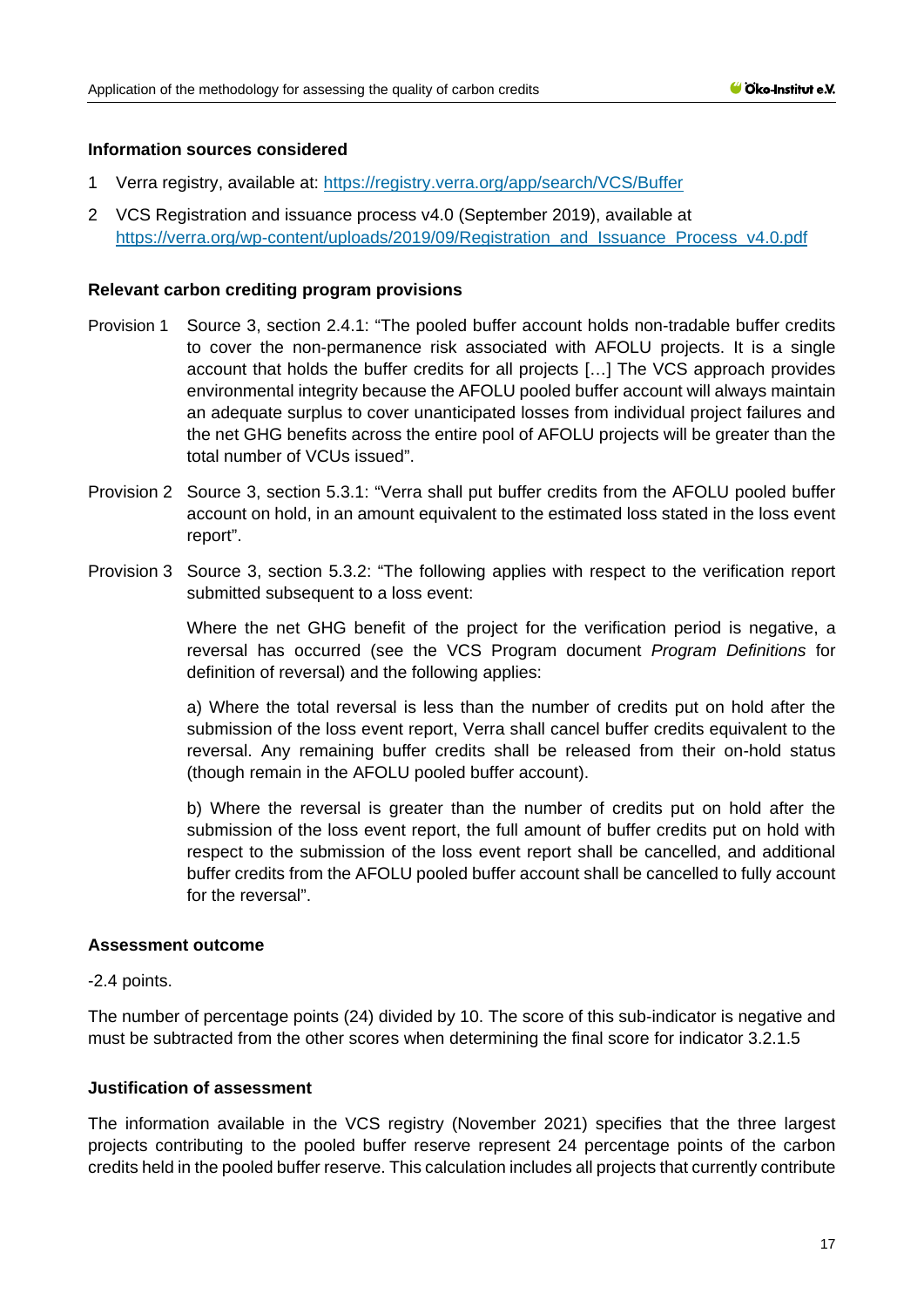**Information sources considered**

1. Verra registry, available at: https://registry.verra.org/app/search/VCS/Buffer
2. VCS Registration and issuance process v4.0 (September 2019), available at https://verra.org/wp-content/uploads/2019/09/Registration_and_Issuance_Process_v4.0.pdf

**Relevant carbon crediting program provisions**

Provision 1 Source 3, section 2.4.1: "The pooled buffer account holds non-tradable buffer credits to cover the non-permanence risk associated with AFOLU projects. It is a single account that holds the buffer credits for all projects […] The VCS approach provides environmental integrity because the AFOLU pooled buffer account will always maintain an adequate surplus to cover unanticipated losses from individual project failures and the net GHG benefits across the entire pool of AFOLU projects will be greater than the total number of VCUs issued".

Provision 2 Source 3, section 5.3.1: "Verra shall put buffer credits from the AFOLU pooled buffer account on hold, in an amount equivalent to the estimated loss stated in the loss event report".

Provision 3 Source 3, section 5.3.2: "The following applies with respect to the verification report submitted subsequent to a loss event:

Where the net GHG benefit of the project for the verification period is negative, a reversal has occurred (see the VCS Program document *Program Definitions* for definition of reversal) and the following applies:

a) Where the total reversal is less than the number of credits put on hold after the submission of the loss event report, Verra shall cancel buffer credits equivalent to the reversal. Any remaining buffer credits shall be released from their on-hold status (though remain in the AFOLU pooled buffer account).

b) Where the reversal is greater than the number of credits put on hold after the submission of the loss event report, the full amount of buffer credits put on hold with respect to the submission of the loss event report shall be cancelled, and additional buffer credits from the AFOLU pooled buffer account shall be cancelled to fully account for the reversal".

**Assessment outcome**

-2.4 points.

The number of percentage points (24) divided by 10. The score of this sub-indicator is negative and must be subtracted from the other scores when determining the final score for indicator 3.2.1.5

**Justification of assessment**

The information available in the VCS registry (November 2021) specifies that the three largest projects contributing to the pooled buffer reserve represent 24 percentage points of the carbon credits held in the pooled buffer reserve. This calculation includes all projects that currently contribute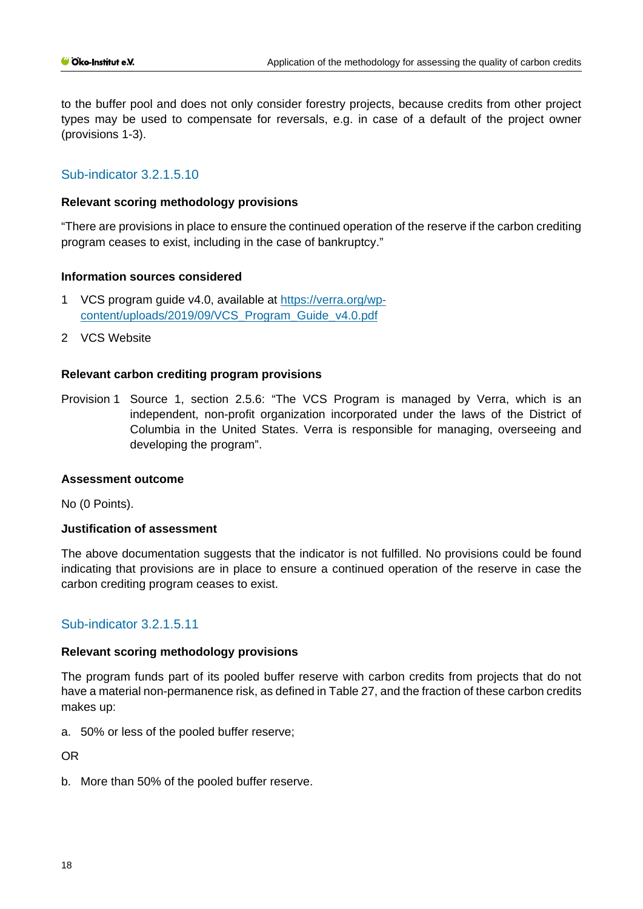to the buffer pool and does not only consider forestry projects, because credits from other project types may be used to compensate for reversals, e.g. in case of a default of the project owner (provisions 1-3).

## Sub-indicator 3.2.1.5.10

**Relevant scoring methodology provisions**

"There are provisions in place to ensure the continued operation of the reserve if the carbon crediting program ceases to exist, including in the case of bankruptcy."

**Information sources considered**

1. VCS program guide v4.0, available at https://verra.org/wp-content/uploads/2019/09/VCS_Program_Guide_v4.0.pdf
2. VCS Website

**Relevant carbon crediting program provisions**

Provision 1 Source 1, section 2.5.6: "The VCS Program is managed by Verra, which is an independent, non-profit organization incorporated under the laws of the District of Columbia in the United States. Verra is responsible for managing, overseeing and developing the program".

**Assessment outcome**

No (0 Points).

**Justification of assessment**

The above documentation suggests that the indicator is not fulfilled. No provisions could be found indicating that provisions are in place to ensure a continued operation of the reserve in case the carbon crediting program ceases to exist.

## Sub-indicator 3.2.1.5.11

**Relevant scoring methodology provisions**

The program funds part of its pooled buffer reserve with carbon credits from projects that do not have a material non-permanence risk, as defined in Table 27, and the fraction of these carbon credits makes up:

a. 50% or less of the pooled buffer reserve;

OR

b. More than 50% of the pooled buffer reserve.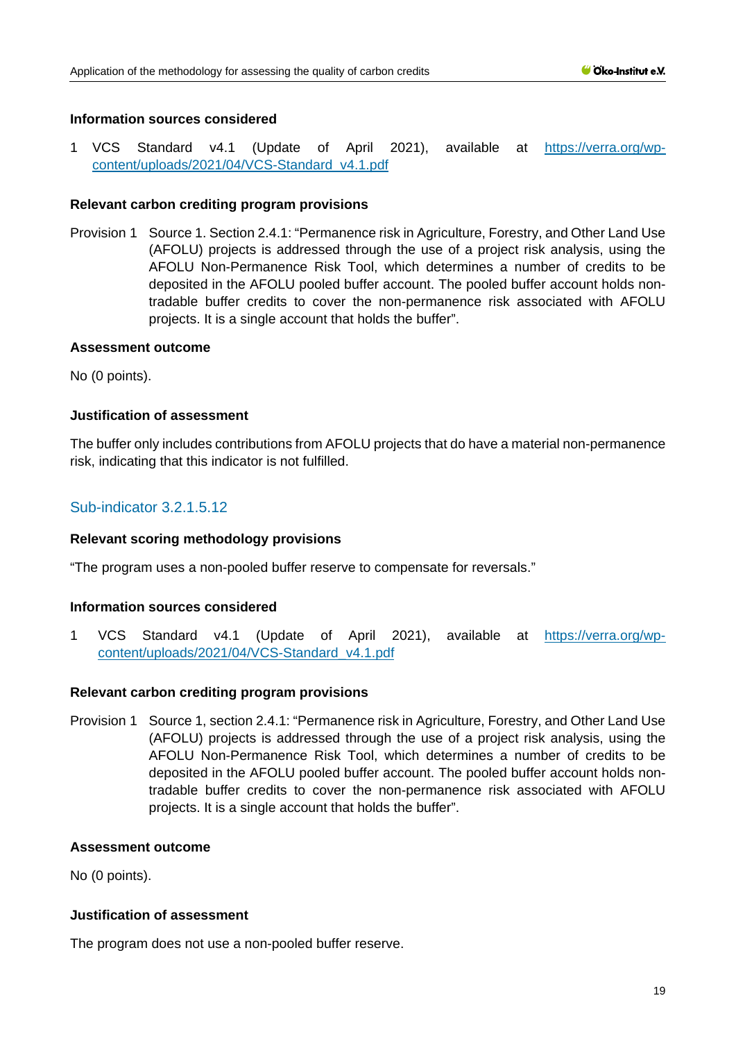**Information sources considered**

1 VCS Standard v4.1 (Update of April 2021), available at https://verra.org/wp-content/uploads/2021/04/VCS-Standard_v4.1.pdf

**Relevant carbon crediting program provisions**

Provision 1 Source 1. Section 2.4.1: "Permanence risk in Agriculture, Forestry, and Other Land Use (AFOLU) projects is addressed through the use of a project risk analysis, using the AFOLU Non-Permanence Risk Tool, which determines a number of credits to be deposited in the AFOLU pooled buffer account. The pooled buffer account holds non-tradable buffer credits to cover the non-permanence risk associated with AFOLU projects. It is a single account that holds the buffer".

**Assessment outcome**

No (0 points).

**Justification of assessment**

The buffer only includes contributions from AFOLU projects that do have a material non-permanence risk, indicating that this indicator is not fulfilled.

## Sub-indicator 3.2.1.5.12

**Relevant scoring methodology provisions**

"The program uses a non-pooled buffer reserve to compensate for reversals."

**Information sources considered**

1 VCS Standard v4.1 (Update of April 2021), available at https://verra.org/wp-content/uploads/2021/04/VCS-Standard_v4.1.pdf

**Relevant carbon crediting program provisions**

Provision 1 Source 1, section 2.4.1: "Permanence risk in Agriculture, Forestry, and Other Land Use (AFOLU) projects is addressed through the use of a project risk analysis, using the AFOLU Non-Permanence Risk Tool, which determines a number of credits to be deposited in the AFOLU pooled buffer account. The pooled buffer account holds non-tradable buffer credits to cover the non-permanence risk associated with AFOLU projects. It is a single account that holds the buffer".

**Assessment outcome**

No (0 points).

**Justification of assessment**

The program does not use a non-pooled buffer reserve.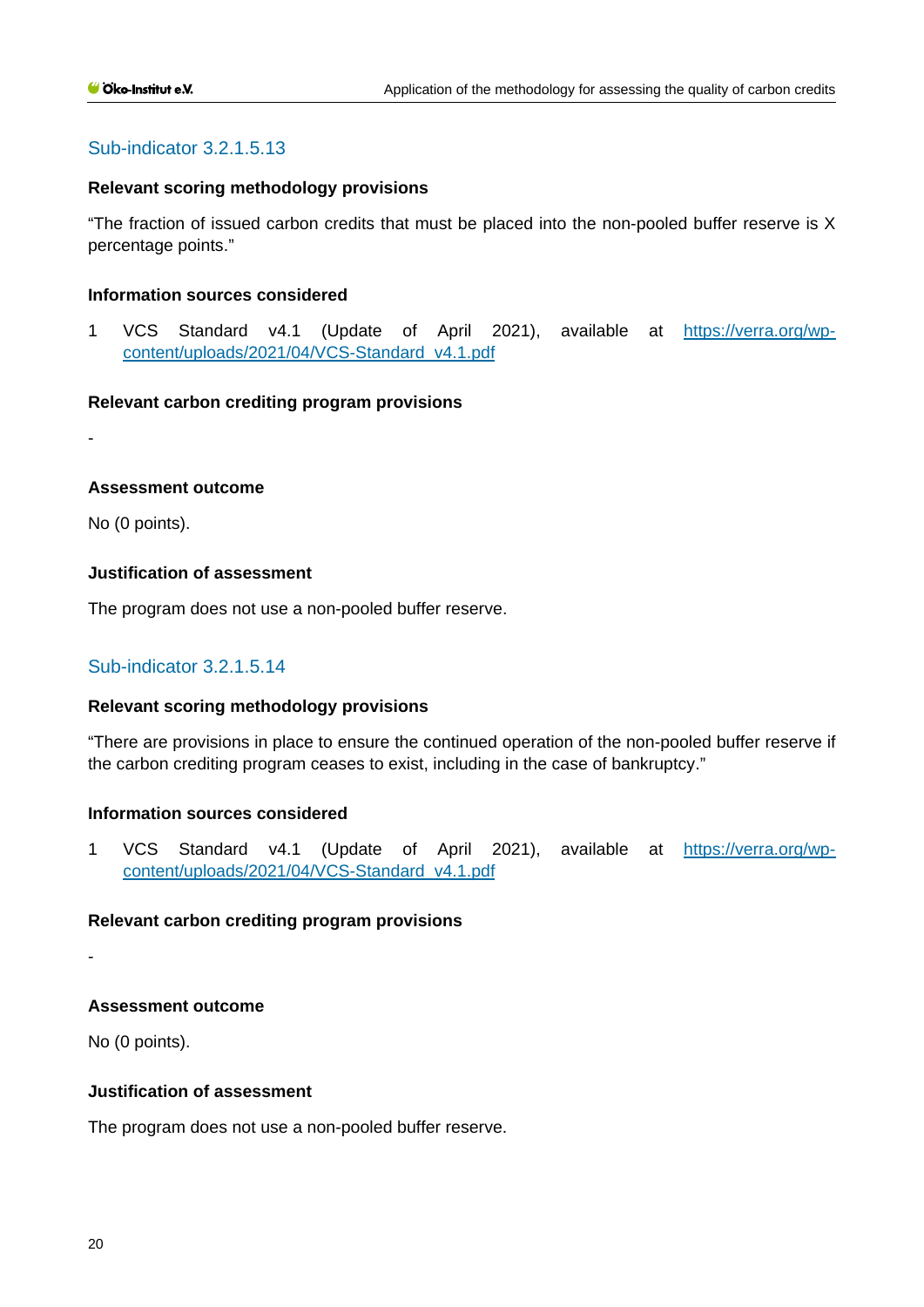## Sub-indicator 3.2.1.5.13

**Relevant scoring methodology provisions**

"The fraction of issued carbon credits that must be placed into the non-pooled buffer reserve is X percentage points."

**Information sources considered**

1 VCS Standard v4.1 (Update of April 2021), available at https://verra.org/wp-content/uploads/2021/04/VCS-Standard_v4.1.pdf

**Relevant carbon crediting program provisions**

-

**Assessment outcome**

No (0 points).

**Justification of assessment**

The program does not use a non-pooled buffer reserve.

## Sub-indicator 3.2.1.5.14

**Relevant scoring methodology provisions**

"There are provisions in place to ensure the continued operation of the non-pooled buffer reserve if the carbon crediting program ceases to exist, including in the case of bankruptcy."

**Information sources considered**

1 VCS Standard v4.1 (Update of April 2021), available at https://verra.org/wp-content/uploads/2021/04/VCS-Standard_v4.1.pdf

**Relevant carbon crediting program provisions**

-

**Assessment outcome**

No (0 points).

**Justification of assessment**

The program does not use a non-pooled buffer reserve.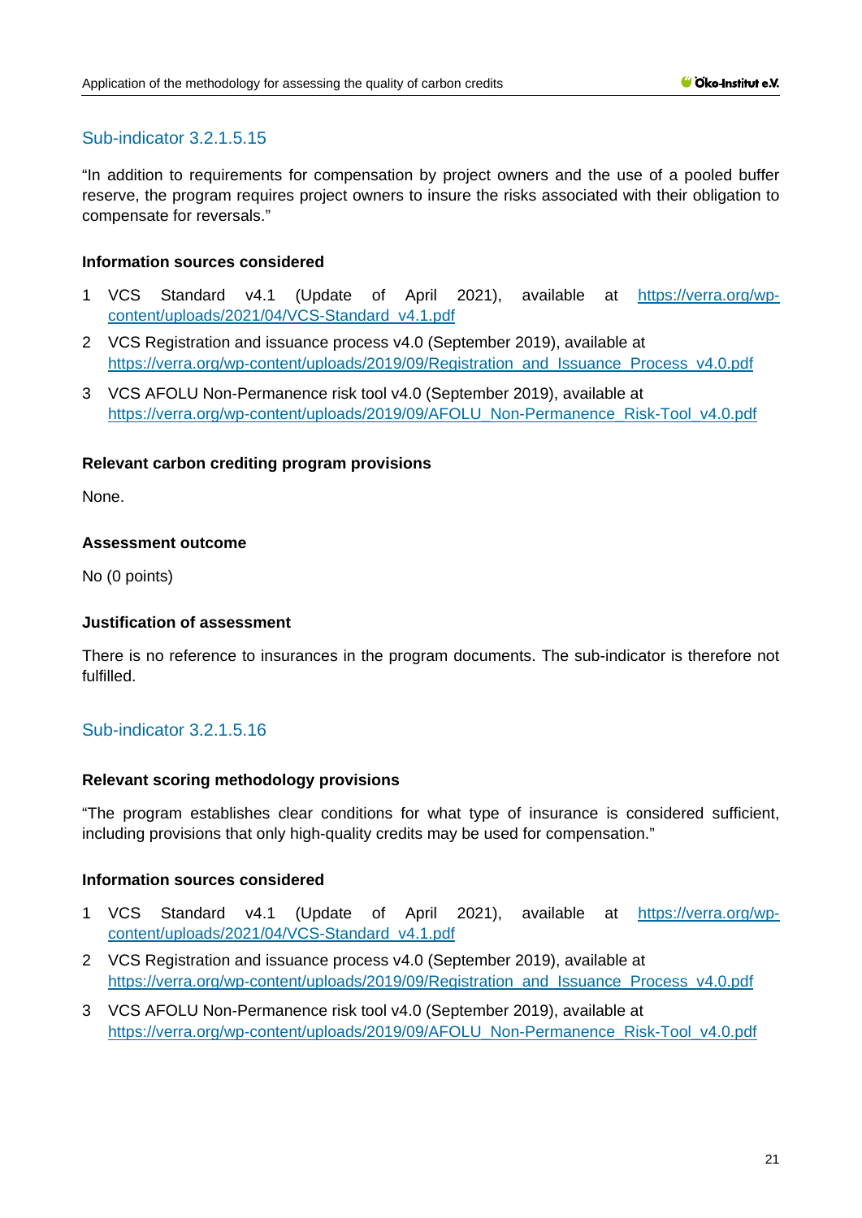## Sub-indicator 3.2.1.5.15

"In addition to requirements for compensation by project owners and the use of a pooled buffer reserve, the program requires project owners to insure the risks associated with their obligation to compensate for reversals."

### Information sources considered

1 VCS Standard v4.1 (Update of April 2021), available at https://verra.org/wp-content/uploads/2021/04/VCS-Standard_v4.1.pdf

2 VCS Registration and issuance process v4.0 (September 2019), available at https://verra.org/wp-content/uploads/2019/09/Registration_and_Issuance_Process_v4.0.pdf

3 VCS AFOLU Non-Permanence risk tool v4.0 (September 2019), available at https://verra.org/wp-content/uploads/2019/09/AFOLU_Non-Permanence_Risk-Tool_v4.0.pdf

### Relevant carbon crediting program provisions

None.

### Assessment outcome

No (0 points)

### Justification of assessment

There is no reference to insurances in the program documents. The sub-indicator is therefore not fulfilled.

## Sub-indicator 3.2.1.5.16

### Relevant scoring methodology provisions

"The program establishes clear conditions for what type of insurance is considered sufficient, including provisions that only high-quality credits may be used for compensation."

### Information sources considered

1 VCS Standard v4.1 (Update of April 2021), available at https://verra.org/wp-content/uploads/2021/04/VCS-Standard_v4.1.pdf

2 VCS Registration and issuance process v4.0 (September 2019), available at https://verra.org/wp-content/uploads/2019/09/Registration_and_Issuance_Process_v4.0.pdf

3 VCS AFOLU Non-Permanence risk tool v4.0 (September 2019), available at https://verra.org/wp-content/uploads/2019/09/AFOLU_Non-Permanence_Risk-Tool_v4.0.pdf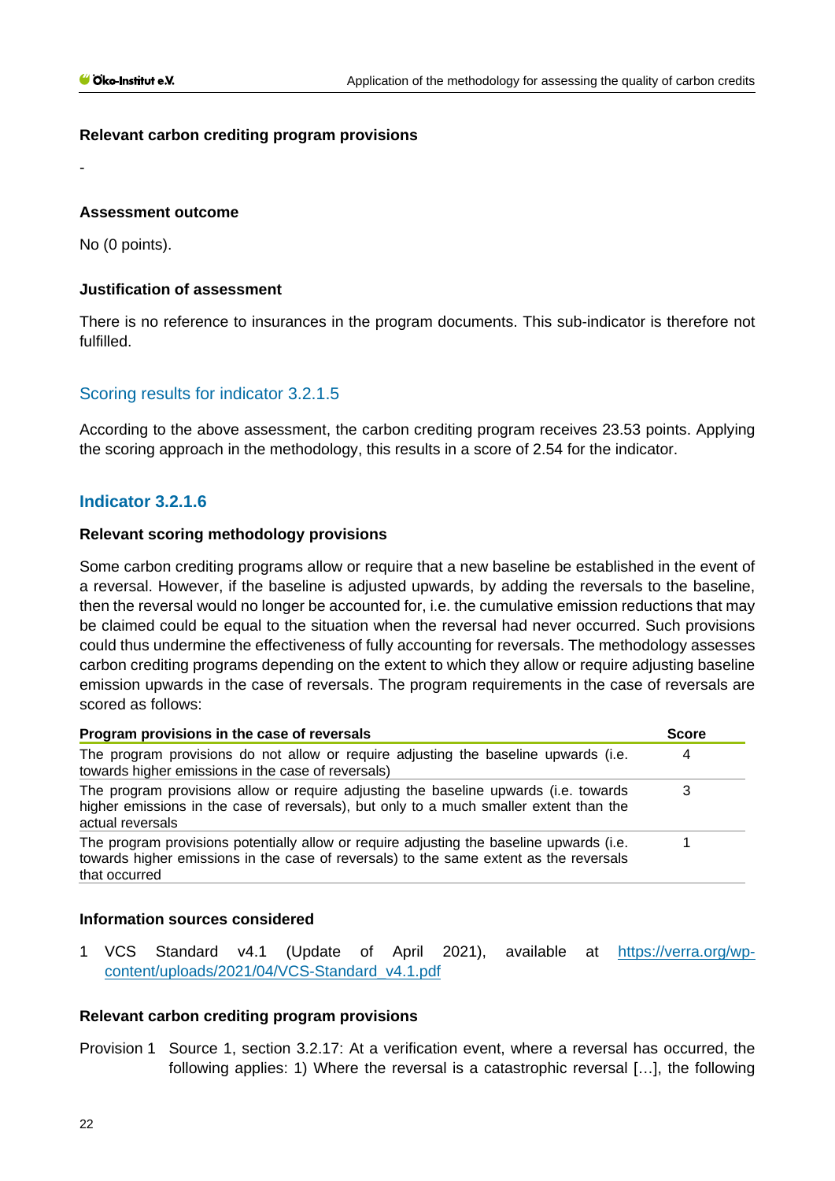#### Relevant carbon crediting program provisions

-

#### Assessment outcome

No (0 points).

#### Justification of assessment

There is no reference to insurances in the program documents. This sub-indicator is therefore not fulfilled.

### Scoring results for indicator 3.2.1.5

According to the above assessment, the carbon crediting program receives 23.53 points. Applying the scoring approach in the methodology, this results in a score of 2.54 for the indicator.

### Indicator 3.2.1.6

#### Relevant scoring methodology provisions

Some carbon crediting programs allow or require that a new baseline be established in the event of a reversal. However, if the baseline is adjusted upwards, by adding the reversals to the baseline, then the reversal would no longer be accounted for, i.e. the cumulative emission reductions that may be claimed could be equal to the situation when the reversal had never occurred. Such provisions could thus undermine the effectiveness of fully accounting for reversals. The methodology assesses carbon crediting programs depending on the extent to which they allow or require adjusting baseline emission upwards in the case of reversals. The program requirements in the case of reversals are scored as follows:

| Program provisions in the case of reversals | Score |
|---|---|
| The program provisions do not allow or require adjusting the baseline upwards (i.e. towards higher emissions in the case of reversals) | 4 |
| The program provisions allow or require adjusting the baseline upwards (i.e. towards higher emissions in the case of reversals), but only to a much smaller extent than the actual reversals | 3 |
| The program provisions potentially allow or require adjusting the baseline upwards (i.e. towards higher emissions in the case of reversals) to the same extent as the reversals that occurred | 1 |

#### Information sources considered

1 VCS Standard v4.1 (Update of April 2021), available at https://verra.org/wp-content/uploads/2021/04/VCS-Standard_v4.1.pdf

#### Relevant carbon crediting program provisions

Provision 1 Source 1, section 3.2.17: At a verification event, where a reversal has occurred, the following applies: 1) Where the reversal is a catastrophic reversal […], the following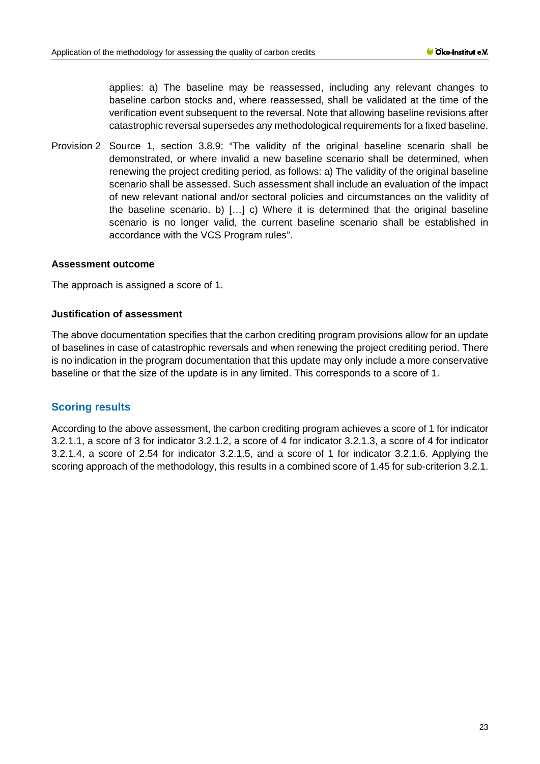applies: a) The baseline may be reassessed, including any relevant changes to baseline carbon stocks and, where reassessed, shall be validated at the time of the verification event subsequent to the reversal. Note that allowing baseline revisions after catastrophic reversal supersedes any methodological requirements for a fixed baseline.

Provision 2 Source 1, section 3.8.9: "The validity of the original baseline scenario shall be demonstrated, or where invalid a new baseline scenario shall be determined, when renewing the project crediting period, as follows: a) The validity of the original baseline scenario shall be assessed. Such assessment shall include an evaluation of the impact of new relevant national and/or sectoral policies and circumstances on the validity of the baseline scenario. b) […] c) Where it is determined that the original baseline scenario is no longer valid, the current baseline scenario shall be established in accordance with the VCS Program rules".

**Assessment outcome**

The approach is assigned a score of 1.

**Justification of assessment**

The above documentation specifies that the carbon crediting program provisions allow for an update of baselines in case of catastrophic reversals and when renewing the project crediting period. There is no indication in the program documentation that this update may only include a more conservative baseline or that the size of the update is in any limited. This corresponds to a score of 1.

## Scoring results

According to the above assessment, the carbon crediting program achieves a score of 1 for indicator 3.2.1.1, a score of 3 for indicator 3.2.1.2, a score of 4 for indicator 3.2.1.3, a score of 4 for indicator 3.2.1.4, a score of 2.54 for indicator 3.2.1.5, and a score of 1 for indicator 3.2.1.6. Applying the scoring approach of the methodology, this results in a combined score of 1.45 for sub-criterion 3.2.1.